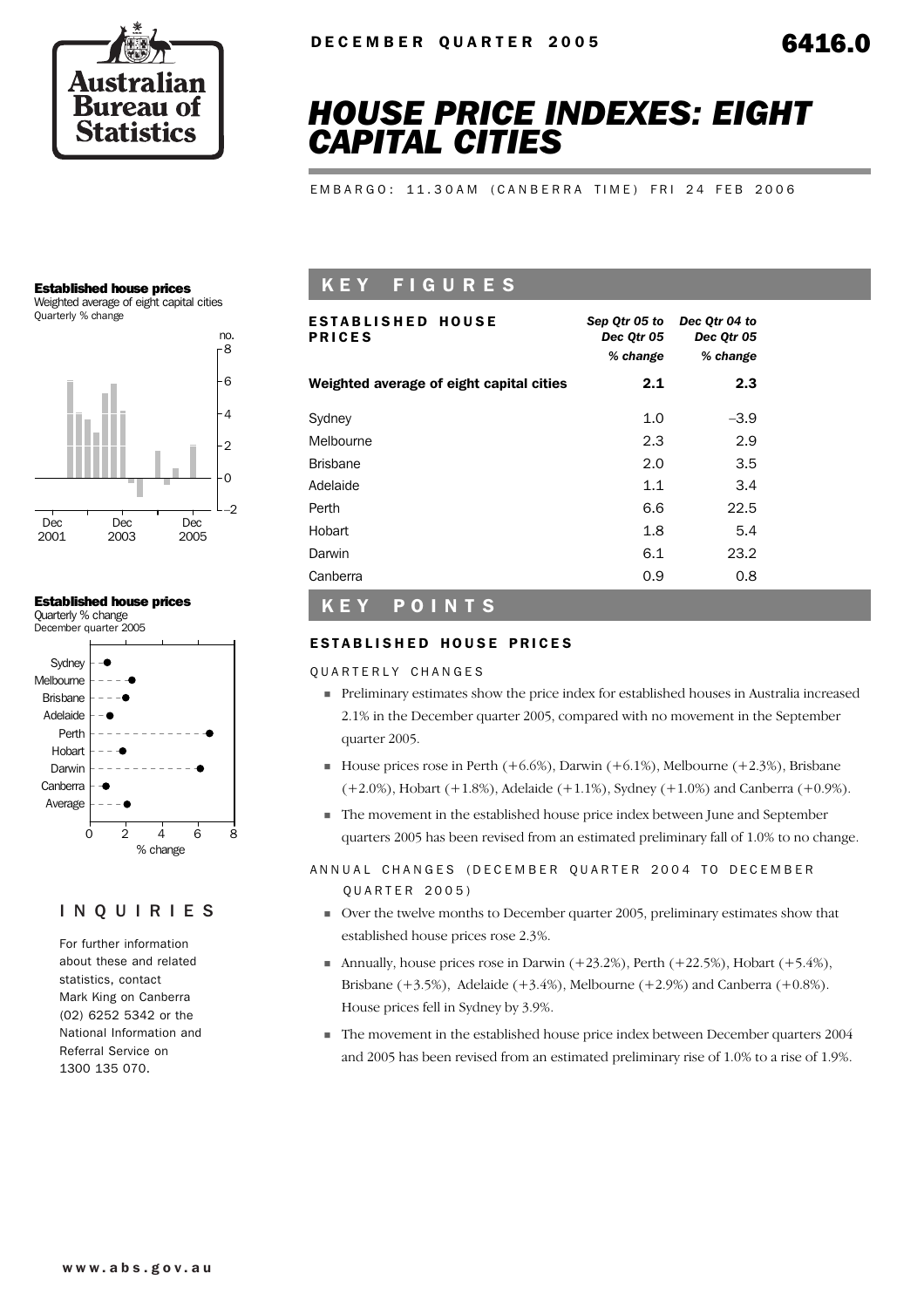DECEMBER QUARTER 2005

6416.0

# HOUSE PRICE INDEXES: EIGHT CAPITAL CITIES

EMBARGO: 11.30AM (CANBERRA TIME) FRI 24 FEB 2006

**Established house prices**
Weighted average of eight capital cities
Quarterly % change

**Established house prices**
Quarterly % change
December quarter 2005

## KEY FIGURES

| ESTABLISHED HOUSE PRICES | Sep Qtr 05 to Dec Qtr 05 % change | Dec Qtr 04 to Dec Qtr 05 % change |
|---|---|---|
| **Weighted average of eight capital cities** | **2.1** | **2.3** |
| Sydney | 1.0 | –3.9 |
| Melbourne | 2.3 | 2.9 |
| Brisbane | 2.0 | 3.5 |
| Adelaide | 1.1 | 3.4 |
| Perth | 6.6 | 22.5 |
| Hobart | 1.8 | 5.4 |
| Darwin | 6.1 | 23.2 |
| Canberra | 0.9 | 0.8 |

## KEY POINTS

### ESTABLISHED HOUSE PRICES

QUARTERLY CHANGES

- Preliminary estimates show the price index for established houses in Australia increased 2.1% in the December quarter 2005, compared with no movement in the September quarter 2005.
- House prices rose in Perth (+6.6%), Darwin (+6.1%), Melbourne (+2.3%), Brisbane (+2.0%), Hobart (+1.8%), Adelaide (+1.1%), Sydney (+1.0%) and Canberra (+0.9%).
- The movement in the established house price index between June and September quarters 2005 has been revised from an estimated preliminary fall of 1.0% to no change.

ANNUAL CHANGES (DECEMBER QUARTER 2004 TO DECEMBER QUARTER 2005)

- Over the twelve months to December quarter 2005, preliminary estimates show that established house prices rose 2.3%.
- Annually, house prices rose in Darwin (+23.2%), Perth (+22.5%), Hobart (+5.4%), Brisbane (+3.5%), Adelaide (+3.4%), Melbourne (+2.9%) and Canberra (+0.8%). House prices fell in Sydney by 3.9%.
- The movement in the established house price index between December quarters 2004 and 2005 has been revised from an estimated preliminary rise of 1.0% to a rise of 1.9%.

## INQUIRIES

For further information about these and related statistics, contact Mark King on Canberra (02) 6252 5342 or the National Information and Referral Service on 1300 135 070.

www.abs.gov.au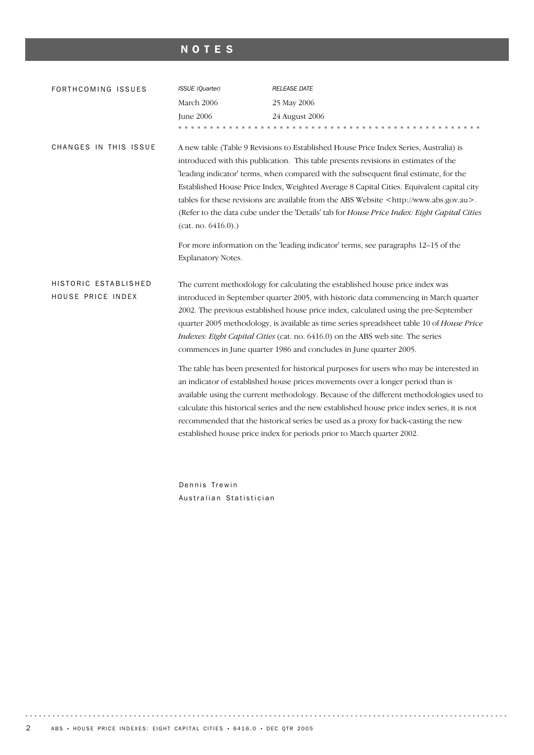# NOTES

## FORTHCOMING ISSUES

| *ISSUE (Quarter)* | *RELEASE DATE* |
| --- | --- |
| March 2006 | 25 May 2006 |
| June 2006 | 24 August 2006 |

## CHANGES IN THIS ISSUE

A new table (Table 9 Revisions to Established House Price Index Series, Australia) is introduced with this publication. This table presents revisions in estimates of the 'leading indicator' terms, when compared with the subsequent final estimate, for the Established House Price Index, Weighted Average 8 Capital Cities. Equivalent capital city tables for these revisions are available from the ABS Website <http://www.abs.gov.au>. (Refer to the data cube under the 'Details' tab for *House Price Index: Eight Capital Cities* (cat. no. 6416.0).)

For more information on the 'leading indicator' terms, see paragraphs 12–15 of the Explanatory Notes.

## HISTORIC ESTABLISHED HOUSE PRICE INDEX

The current methodology for calculating the established house price index was introduced in September quarter 2005, with historic data commencing in March quarter 2002. The previous established house price index, calculated using the pre-September quarter 2005 methodology, is available as time series spreadsheet table 10 of *House Price Indexes: Eight Capital Cities* (cat. no. 6416.0) on the ABS web site. The series commences in June quarter 1986 and concludes in June quarter 2005.

The table has been presented for historical purposes for users who may be interested in an indicator of established house prices movements over a longer period than is available using the current methodology. Because of the different methodologies used to calculate this historical series and the new established house price index series, it is not recommended that the historical series be used as a proxy for back-casting the new established house price index for periods prior to March quarter 2002.

Dennis Trewin
Australian Statistician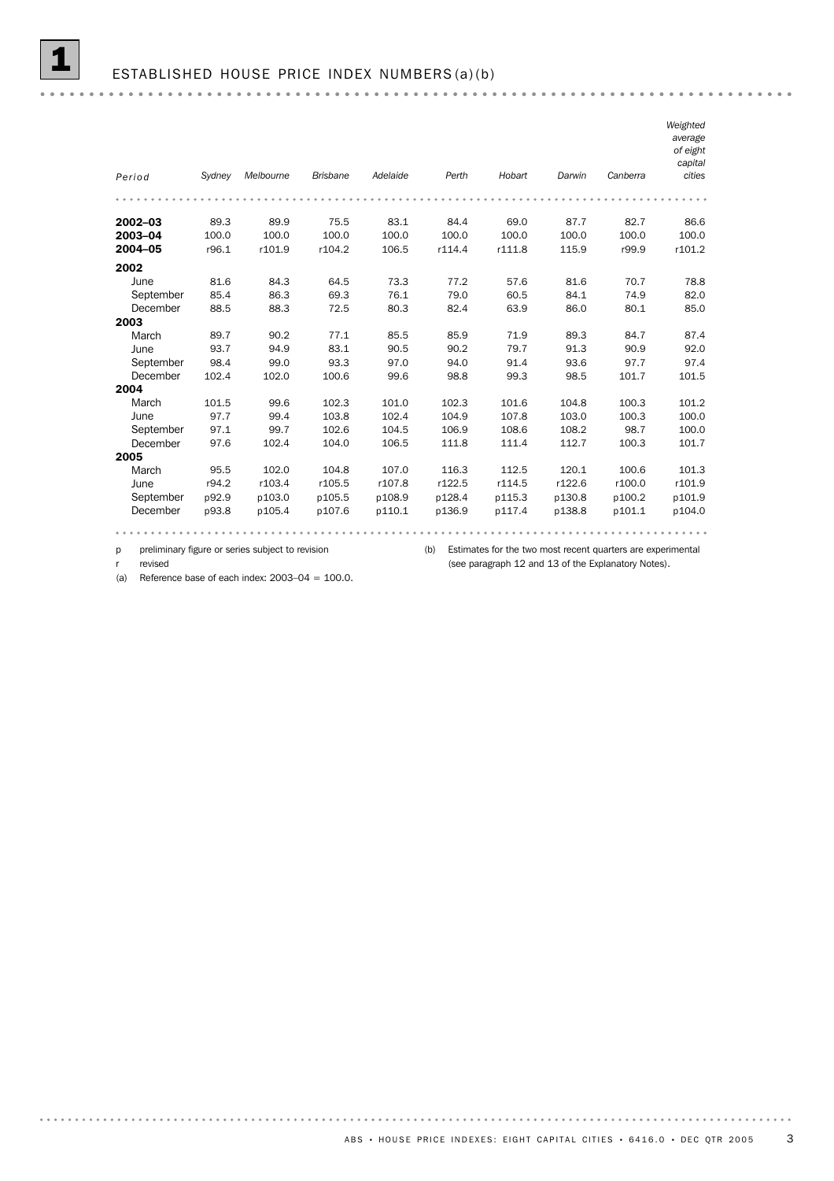# 1 ESTABLISHED HOUSE PRICE INDEX NUMBERS (a)(b)

| *Period* | *Sydney* | *Melbourne* | *Brisbane* | *Adelaide* | *Perth* | *Hobart* | *Darwin* | *Canberra* | *Weighted average of eight capital cities* |
|---|---|---|---|---|---|---|---|---|---|
| **2002–03** | 89.3 | 89.9 | 75.5 | 83.1 | 84.4 | 69.0 | 87.7 | 82.7 | 86.6 |
| **2003–04** | 100.0 | 100.0 | 100.0 | 100.0 | 100.0 | 100.0 | 100.0 | 100.0 | 100.0 |
| **2004–05** | r96.1 | r101.9 | r104.2 | 106.5 | r114.4 | r111.8 | 115.9 | r99.9 | r101.2 |
| **2002** | | | | | | | | | |
| June | 81.6 | 84.3 | 64.5 | 73.3 | 77.2 | 57.6 | 81.6 | 70.7 | 78.8 |
| September | 85.4 | 86.3 | 69.3 | 76.1 | 79.0 | 60.5 | 84.1 | 74.9 | 82.0 |
| December | 88.5 | 88.3 | 72.5 | 80.3 | 82.4 | 63.9 | 86.0 | 80.1 | 85.0 |
| **2003** | | | | | | | | | |
| March | 89.7 | 90.2 | 77.1 | 85.5 | 85.9 | 71.9 | 89.3 | 84.7 | 87.4 |
| June | 93.7 | 94.9 | 83.1 | 90.5 | 90.2 | 79.7 | 91.3 | 90.9 | 92.0 |
| September | 98.4 | 99.0 | 93.3 | 97.0 | 94.0 | 91.4 | 93.6 | 97.7 | 97.4 |
| December | 102.4 | 102.0 | 100.6 | 99.6 | 98.8 | 99.3 | 98.5 | 101.7 | 101.5 |
| **2004** | | | | | | | | | |
| March | 101.5 | 99.6 | 102.3 | 101.0 | 102.3 | 101.6 | 104.8 | 100.3 | 101.2 |
| June | 97.7 | 99.4 | 103.8 | 102.4 | 104.9 | 107.8 | 103.0 | 100.3 | 100.0 |
| September | 97.1 | 99.7 | 102.6 | 104.5 | 106.9 | 108.6 | 108.2 | 98.7 | 100.0 |
| December | 97.6 | 102.4 | 104.0 | 106.5 | 111.8 | 111.4 | 112.7 | 100.3 | 101.7 |
| **2005** | | | | | | | | | |
| March | 95.5 | 102.0 | 104.8 | 107.0 | 116.3 | 112.5 | 120.1 | 100.6 | 101.3 |
| June | r94.2 | r103.4 | r105.5 | r107.8 | r122.5 | r114.5 | r122.6 | r100.0 | r101.9 |
| September | p92.9 | p103.0 | p105.5 | p108.9 | p128.4 | p115.3 | p130.8 | p100.2 | p101.9 |
| December | p93.8 | p105.4 | p107.6 | p110.1 | p136.9 | p117.4 | p138.8 | p101.1 | p104.0 |

p preliminary figure or series subject to revision

r revised

(a) Reference base of each index: 2003–04 = 100.0.

(b) Estimates for the two most recent quarters are experimental (see paragraph 12 and 13 of the Explanatory Notes).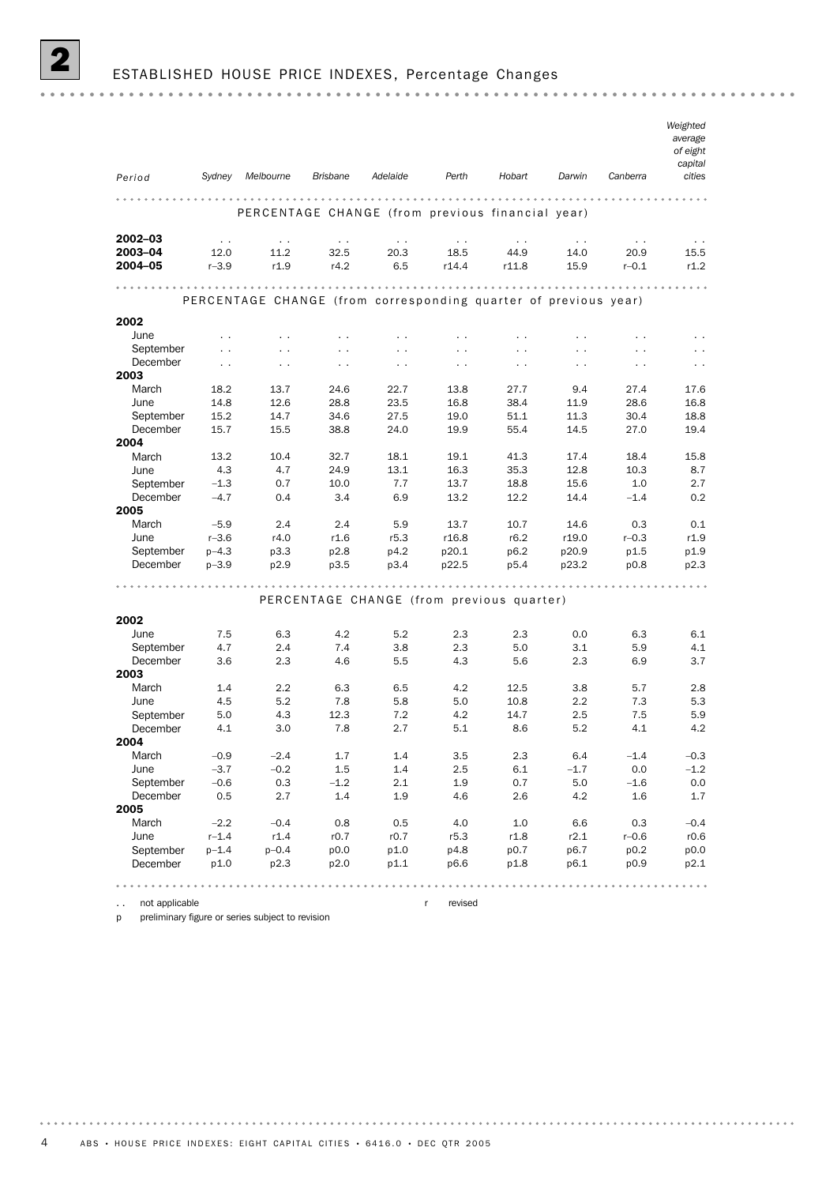# 2 ESTABLISHED HOUSE PRICE INDEXES, Percentage Changes

| Period | Sydney | Melbourne | Brisbane | Adelaide | Perth | Hobart | Darwin | Canberra | Weighted average of eight capital cities |
|---|---|---|---|---|---|---|---|---|---|
| PERCENTAGE CHANGE (from previous financial year) | | | | | | | | | |
| **2002–03** | . . | . . | . . | . . | . . | . . | . . | . . | . . |
| **2003–04** | 12.0 | 11.2 | 32.5 | 20.3 | 18.5 | 44.9 | 14.0 | 20.9 | 15.5 |
| **2004–05** | r–3.9 | r1.9 | r4.2 | 6.5 | r14.4 | r11.8 | 15.9 | r–0.1 | r1.2 |
| PERCENTAGE CHANGE (from corresponding quarter of previous year) | | | | | | | | | |
| **2002** | | | | | | | | | |
| June | . . | . . | . . | . . | . . | . . | . . | . . | . . |
| September | . . | . . | . . | . . | . . | . . | . . | . . | . . |
| December | . . | . . | . . | . . | . . | . . | . . | . . | . . |
| **2003** | | | | | | | | | |
| March | 18.2 | 13.7 | 24.6 | 22.7 | 13.8 | 27.7 | 9.4 | 27.4 | 17.6 |
| June | 14.8 | 12.6 | 28.8 | 23.5 | 16.8 | 38.4 | 11.9 | 28.6 | 16.8 |
| September | 15.2 | 14.7 | 34.6 | 27.5 | 19.0 | 51.1 | 11.3 | 30.4 | 18.8 |
| December | 15.7 | 15.5 | 38.8 | 24.0 | 19.9 | 55.4 | 14.5 | 27.0 | 19.4 |
| **2004** | | | | | | | | | |
| March | 13.2 | 10.4 | 32.7 | 18.1 | 19.1 | 41.3 | 17.4 | 18.4 | 15.8 |
| June | 4.3 | 4.7 | 24.9 | 13.1 | 16.3 | 35.3 | 12.8 | 10.3 | 8.7 |
| September | –1.3 | 0.7 | 10.0 | 7.7 | 13.7 | 18.8 | 15.6 | 1.0 | 2.7 |
| December | –4.7 | 0.4 | 3.4 | 6.9 | 13.2 | 12.2 | 14.4 | –1.4 | 0.2 |
| **2005** | | | | | | | | | |
| March | –5.9 | 2.4 | 2.4 | 5.9 | 13.7 | 10.7 | 14.6 | 0.3 | 0.1 |
| June | r–3.6 | r4.0 | r1.6 | r5.3 | r16.8 | r6.2 | r19.0 | r–0.3 | r1.9 |
| September | p–4.3 | p3.3 | p2.8 | p4.2 | p20.1 | p6.2 | p20.9 | p1.5 | p1.9 |
| December | p–3.9 | p2.9 | p3.5 | p3.4 | p22.5 | p5.4 | p23.2 | p0.8 | p2.3 |
| PERCENTAGE CHANGE (from previous quarter) | | | | | | | | | |
| **2002** | | | | | | | | | |
| June | 7.5 | 6.3 | 4.2 | 5.2 | 2.3 | 2.3 | 0.0 | 6.3 | 6.1 |
| September | 4.7 | 2.4 | 7.4 | 3.8 | 2.3 | 5.0 | 3.1 | 5.9 | 4.1 |
| December | 3.6 | 2.3 | 4.6 | 5.5 | 4.3 | 5.6 | 2.3 | 6.9 | 3.7 |
| **2003** | | | | | | | | | |
| March | 1.4 | 2.2 | 6.3 | 6.5 | 4.2 | 12.5 | 3.8 | 5.7 | 2.8 |
| June | 4.5 | 5.2 | 7.8 | 5.8 | 5.0 | 10.8 | 2.2 | 7.3 | 5.3 |
| September | 5.0 | 4.3 | 12.3 | 7.2 | 4.2 | 14.7 | 2.5 | 7.5 | 5.9 |
| December | 4.1 | 3.0 | 7.8 | 2.7 | 5.1 | 8.6 | 5.2 | 4.1 | 4.2 |
| **2004** | | | | | | | | | |
| March | –0.9 | –2.4 | 1.7 | 1.4 | 3.5 | 2.3 | 6.4 | –1.4 | –0.3 |
| June | –3.7 | –0.2 | 1.5 | 1.4 | 2.5 | 6.1 | –1.7 | 0.0 | –1.2 |
| September | –0.6 | 0.3 | –1.2 | 2.1 | 1.9 | 0.7 | 5.0 | –1.6 | 0.0 |
| December | 0.5 | 2.7 | 1.4 | 1.9 | 4.6 | 2.6 | 4.2 | 1.6 | 1.7 |
| **2005** | | | | | | | | | |
| March | –2.2 | –0.4 | 0.8 | 0.5 | 4.0 | 1.0 | 6.6 | 0.3 | –0.4 |
| June | r–1.4 | r1.4 | r0.7 | r0.7 | r5.3 | r1.8 | r2.1 | r–0.6 | r0.6 |
| September | p–1.4 | p–0.4 | p0.0 | p1.0 | p4.8 | p0.7 | p6.7 | p0.2 | p0.0 |
| December | p1.0 | p2.3 | p2.0 | p1.1 | p6.6 | p1.8 | p6.1 | p0.9 | p2.1 |

. . not applicable
r revised
p preliminary figure or series subject to revision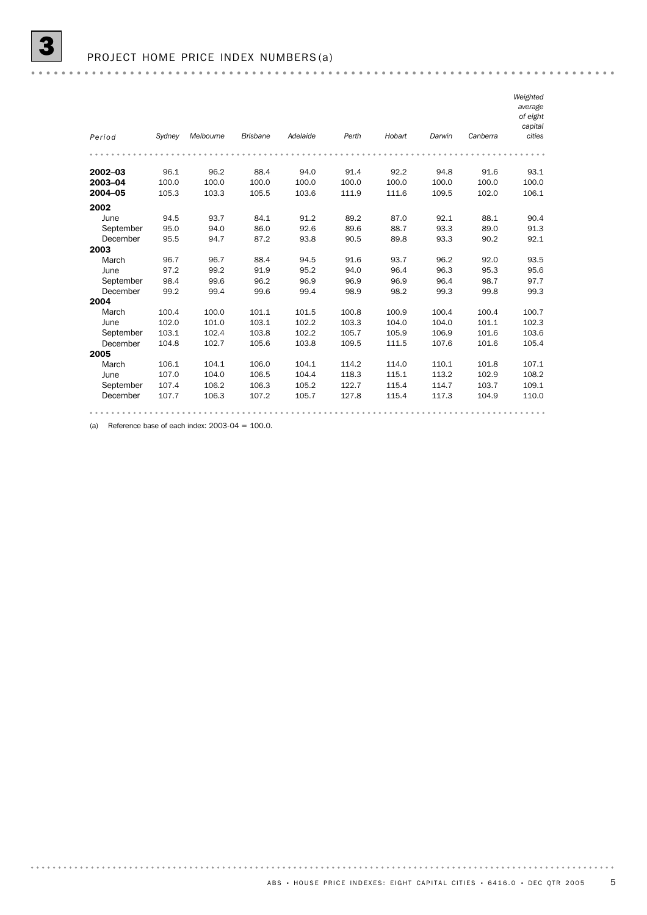## 3 PROJECT HOME PRICE INDEX NUMBERS(a)

| Period | Sydney | Melbourne | Brisbane | Adelaide | Perth | Hobart | Darwin | Canberra | Weighted average of eight capital cities |
|---|---|---|---|---|---|---|---|---|---|
| **2002–03** | 96.1 | 96.2 | 88.4 | 94.0 | 91.4 | 92.2 | 94.8 | 91.6 | 93.1 |
| **2003–04** | 100.0 | 100.0 | 100.0 | 100.0 | 100.0 | 100.0 | 100.0 | 100.0 | 100.0 |
| **2004–05** | 105.3 | 103.3 | 105.5 | 103.6 | 111.9 | 111.6 | 109.5 | 102.0 | 106.1 |
| **2002** | | | | | | | | | |
| June | 94.5 | 93.7 | 84.1 | 91.2 | 89.2 | 87.0 | 92.1 | 88.1 | 90.4 |
| September | 95.0 | 94.0 | 86.0 | 92.6 | 89.6 | 88.7 | 93.3 | 89.0 | 91.3 |
| December | 95.5 | 94.7 | 87.2 | 93.8 | 90.5 | 89.8 | 93.3 | 90.2 | 92.1 |
| **2003** | | | | | | | | | |
| March | 96.7 | 96.7 | 88.4 | 94.5 | 91.6 | 93.7 | 96.2 | 92.0 | 93.5 |
| June | 97.2 | 99.2 | 91.9 | 95.2 | 94.0 | 96.4 | 96.3 | 95.3 | 95.6 |
| September | 98.4 | 99.6 | 96.2 | 96.9 | 96.9 | 96.9 | 96.4 | 98.7 | 97.7 |
| December | 99.2 | 99.4 | 99.6 | 99.4 | 98.9 | 98.2 | 99.3 | 99.8 | 99.3 |
| **2004** | | | | | | | | | |
| March | 100.4 | 100.0 | 101.1 | 101.5 | 100.8 | 100.9 | 100.4 | 100.4 | 100.7 |
| June | 102.0 | 101.0 | 103.1 | 102.2 | 103.3 | 104.0 | 104.0 | 101.1 | 102.3 |
| September | 103.1 | 102.4 | 103.8 | 102.2 | 105.7 | 105.9 | 106.9 | 101.6 | 103.6 |
| December | 104.8 | 102.7 | 105.6 | 103.8 | 109.5 | 111.5 | 107.6 | 101.6 | 105.4 |
| **2005** | | | | | | | | | |
| March | 106.1 | 104.1 | 106.0 | 104.1 | 114.2 | 114.0 | 110.1 | 101.8 | 107.1 |
| June | 107.0 | 104.0 | 106.5 | 104.4 | 118.3 | 115.1 | 113.2 | 102.9 | 108.2 |
| September | 107.4 | 106.2 | 106.3 | 105.2 | 122.7 | 115.4 | 114.7 | 103.7 | 109.1 |
| December | 107.7 | 106.3 | 107.2 | 105.7 | 127.8 | 115.4 | 117.3 | 104.9 | 110.0 |

(a) Reference base of each index: 2003-04 = 100.0.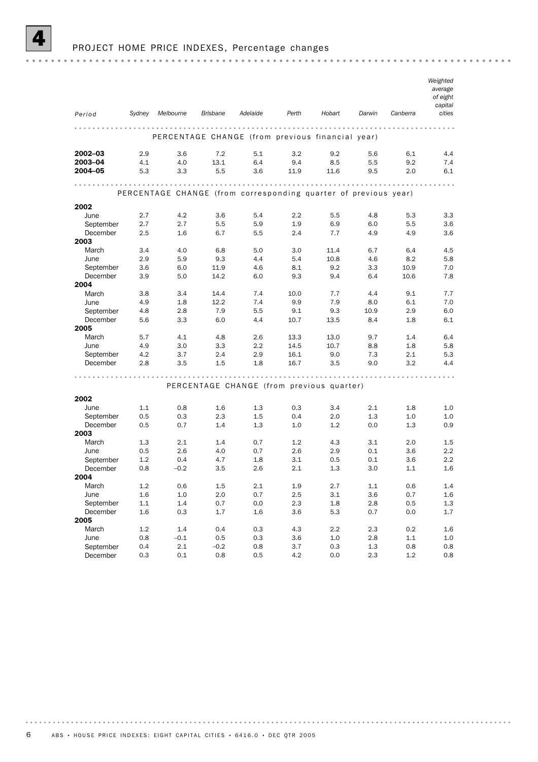## 4 PROJECT HOME PRICE INDEXES, Percentage changes

| Period | Sydney | Melbourne | Brisbane | Adelaide | Perth | Hobart | Darwin | Canberra | Weighted average of eight capital cities |
|---|---|---|---|---|---|---|---|---|---|
| **PERCENTAGE CHANGE (from previous financial year)** | | | | | | | | | |
| **2002–03** | 2.9 | 3.6 | 7.2 | 5.1 | 3.2 | 9.2 | 5.6 | 6.1 | 4.4 |
| **2003–04** | 4.1 | 4.0 | 13.1 | 6.4 | 9.4 | 8.5 | 5.5 | 9.2 | 7.4 |
| **2004–05** | 5.3 | 3.3 | 5.5 | 3.6 | 11.9 | 11.6 | 9.5 | 2.0 | 6.1 |
| **PERCENTAGE CHANGE (from corresponding quarter of previous year)** | | | | | | | | | |
| **2002** | | | | | | | | | |
| June | 2.7 | 4.2 | 3.6 | 5.4 | 2.2 | 5.5 | 4.8 | 5.3 | 3.3 |
| September | 2.7 | 2.7 | 5.5 | 5.9 | 1.9 | 6.9 | 6.0 | 5.5 | 3.6 |
| December | 2.5 | 1.6 | 6.7 | 5.5 | 2.4 | 7.7 | 4.9 | 4.9 | 3.6 |
| **2003** | | | | | | | | | |
| March | 3.4 | 4.0 | 6.8 | 5.0 | 3.0 | 11.4 | 6.7 | 6.4 | 4.5 |
| June | 2.9 | 5.9 | 9.3 | 4.4 | 5.4 | 10.8 | 4.6 | 8.2 | 5.8 |
| September | 3.6 | 6.0 | 11.9 | 4.6 | 8.1 | 9.2 | 3.3 | 10.9 | 7.0 |
| December | 3.9 | 5.0 | 14.2 | 6.0 | 9.3 | 9.4 | 6.4 | 10.6 | 7.8 |
| **2004** | | | | | | | | | |
| March | 3.8 | 3.4 | 14.4 | 7.4 | 10.0 | 7.7 | 4.4 | 9.1 | 7.7 |
| June | 4.9 | 1.8 | 12.2 | 7.4 | 9.9 | 7.9 | 8.0 | 6.1 | 7.0 |
| September | 4.8 | 2.8 | 7.9 | 5.5 | 9.1 | 9.3 | 10.9 | 2.9 | 6.0 |
| December | 5.6 | 3.3 | 6.0 | 4.4 | 10.7 | 13.5 | 8.4 | 1.8 | 6.1 |
| **2005** | | | | | | | | | |
| March | 5.7 | 4.1 | 4.8 | 2.6 | 13.3 | 13.0 | 9.7 | 1.4 | 6.4 |
| June | 4.9 | 3.0 | 3.3 | 2.2 | 14.5 | 10.7 | 8.8 | 1.8 | 5.8 |
| September | 4.2 | 3.7 | 2.4 | 2.9 | 16.1 | 9.0 | 7.3 | 2.1 | 5.3 |
| December | 2.8 | 3.5 | 1.5 | 1.8 | 16.7 | 3.5 | 9.0 | 3.2 | 4.4 |
| **PERCENTAGE CHANGE (from previous quarter)** | | | | | | | | | |
| **2002** | | | | | | | | | |
| June | 1.1 | 0.8 | 1.6 | 1.3 | 0.3 | 3.4 | 2.1 | 1.8 | 1.0 |
| September | 0.5 | 0.3 | 2.3 | 1.5 | 0.4 | 2.0 | 1.3 | 1.0 | 1.0 |
| December | 0.5 | 0.7 | 1.4 | 1.3 | 1.0 | 1.2 | 0.0 | 1.3 | 0.9 |
| **2003** | | | | | | | | | |
| March | 1.3 | 2.1 | 1.4 | 0.7 | 1.2 | 4.3 | 3.1 | 2.0 | 1.5 |
| June | 0.5 | 2.6 | 4.0 | 0.7 | 2.6 | 2.9 | 0.1 | 3.6 | 2.2 |
| September | 1.2 | 0.4 | 4.7 | 1.8 | 3.1 | 0.5 | 0.1 | 3.6 | 2.2 |
| December | 0.8 | –0.2 | 3.5 | 2.6 | 2.1 | 1.3 | 3.0 | 1.1 | 1.6 |
| **2004** | | | | | | | | | |
| March | 1.2 | 0.6 | 1.5 | 2.1 | 1.9 | 2.7 | 1.1 | 0.6 | 1.4 |
| June | 1.6 | 1.0 | 2.0 | 0.7 | 2.5 | 3.1 | 3.6 | 0.7 | 1.6 |
| September | 1.1 | 1.4 | 0.7 | 0.0 | 2.3 | 1.8 | 2.8 | 0.5 | 1.3 |
| December | 1.6 | 0.3 | 1.7 | 1.6 | 3.6 | 5.3 | 0.7 | 0.0 | 1.7 |
| **2005** | | | | | | | | | |
| March | 1.2 | 1.4 | 0.4 | 0.3 | 4.3 | 2.2 | 2.3 | 0.2 | 1.6 |
| June | 0.8 | –0.1 | 0.5 | 0.3 | 3.6 | 1.0 | 2.8 | 1.1 | 1.0 |
| September | 0.4 | 2.1 | –0.2 | 0.8 | 3.7 | 0.3 | 1.3 | 0.8 | 0.8 |
| December | 0.3 | 0.1 | 0.8 | 0.5 | 4.2 | 0.0 | 2.3 | 1.2 | 0.8 |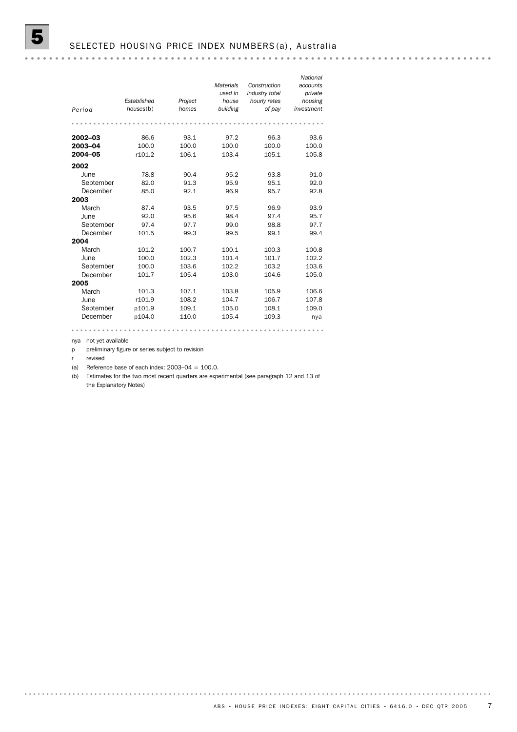# 5 SELECTED HOUSING PRICE INDEX NUMBERS(a), Australia

| Period | Established houses(b) | Project homes | Materials used in house building | Construction industry total hourly rates of pay | National accounts private housing investment |
|---|---|---|---|---|---|
| **2002–03** | 86.6 | 93.1 | 97.2 | 96.3 | 93.6 |
| **2003–04** | 100.0 | 100.0 | 100.0 | 100.0 | 100.0 |
| **2004–05** | r101.2 | 106.1 | 103.4 | 105.1 | 105.8 |
| **2002** | | | | | |
| June | 78.8 | 90.4 | 95.2 | 93.8 | 91.0 |
| September | 82.0 | 91.3 | 95.9 | 95.1 | 92.0 |
| December | 85.0 | 92.1 | 96.9 | 95.7 | 92.8 |
| **2003** | | | | | |
| March | 87.4 | 93.5 | 97.5 | 96.9 | 93.9 |
| June | 92.0 | 95.6 | 98.4 | 97.4 | 95.7 |
| September | 97.4 | 97.7 | 99.0 | 98.8 | 97.7 |
| December | 101.5 | 99.3 | 99.5 | 99.1 | 99.4 |
| **2004** | | | | | |
| March | 101.2 | 100.7 | 100.1 | 100.3 | 100.8 |
| June | 100.0 | 102.3 | 101.4 | 101.7 | 102.2 |
| September | 100.0 | 103.6 | 102.2 | 103.2 | 103.6 |
| December | 101.7 | 105.4 | 103.0 | 104.6 | 105.0 |
| **2005** | | | | | |
| March | 101.3 | 107.1 | 103.8 | 105.9 | 106.6 |
| June | r101.9 | 108.2 | 104.7 | 106.7 | 107.8 |
| September | p101.9 | 109.1 | 105.0 | 108.1 | 109.0 |
| December | p104.0 | 110.0 | 105.4 | 109.3 | nya |

nya not yet available

p preliminary figure or series subject to revision

r revised

(a) Reference base of each index: 2003–04 = 100.0.

(b) Estimates for the two most recent quarters are experimental (see paragraph 12 and 13 of the Explanatory Notes)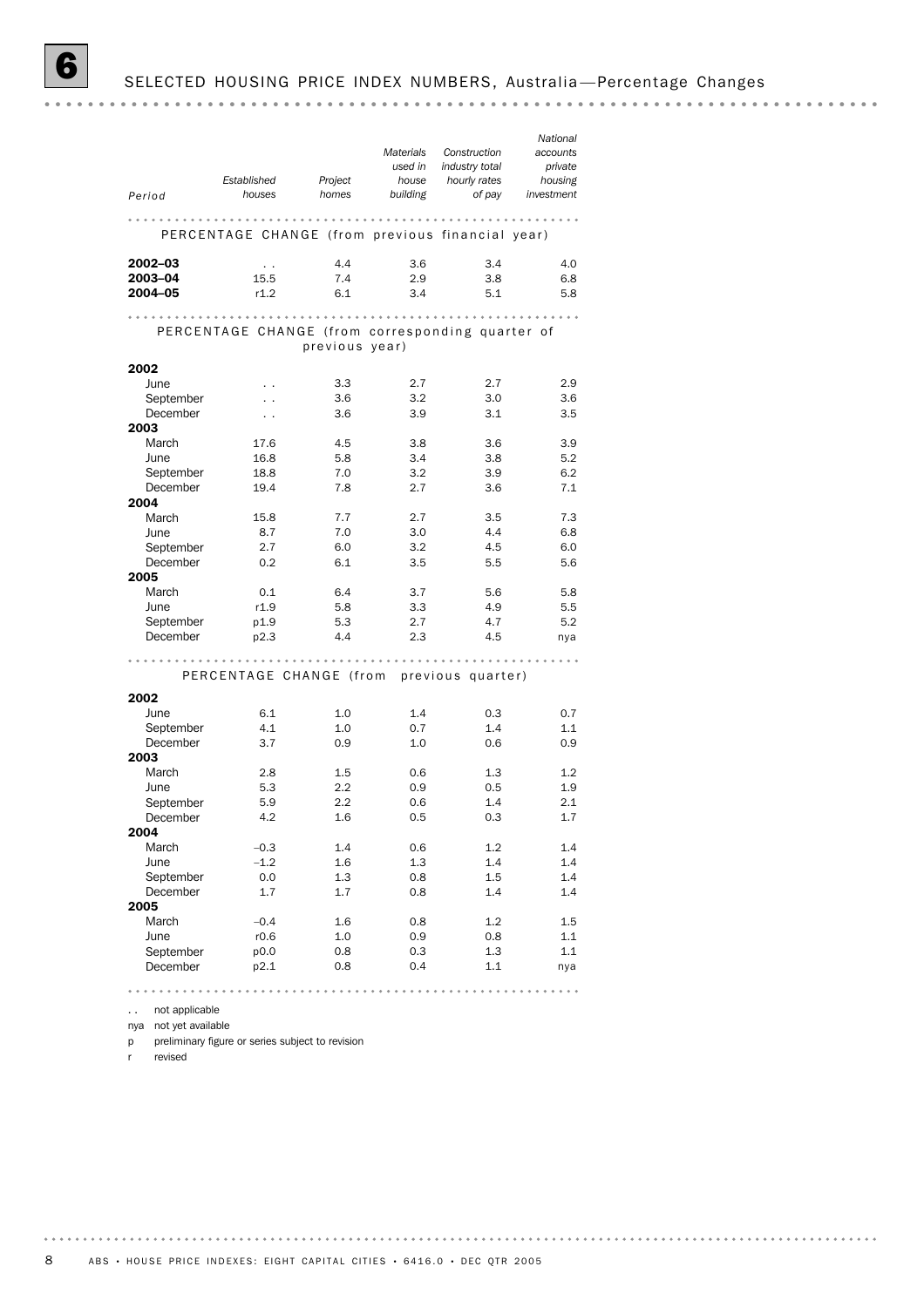## 6 SELECTED HOUSING PRICE INDEX NUMBERS, Australia—Percentage Changes

| Period | *Established houses* | *Project homes* | *Materials used in house building* | *Construction industry total hourly rates of pay* | *National accounts private housing investment* |
|---|---|---|---|---|---|
| **PERCENTAGE CHANGE (from previous financial year)** | | | | | |
| **2002–03** | . . | 4.4 | 3.6 | 3.4 | 4.0 |
| **2003–04** | 15.5 | 7.4 | 2.9 | 3.8 | 6.8 |
| **2004–05** | r1.2 | 6.1 | 3.4 | 5.1 | 5.8 |
| **PERCENTAGE CHANGE (from corresponding quarter of previous year)** | | | | | |
| **2002** | | | | | |
| June | . . | 3.3 | 2.7 | 2.7 | 2.9 |
| September | . . | 3.6 | 3.2 | 3.0 | 3.6 |
| December | . . | 3.6 | 3.9 | 3.1 | 3.5 |
| **2003** | | | | | |
| March | 17.6 | 4.5 | 3.8 | 3.6 | 3.9 |
| June | 16.8 | 5.8 | 3.4 | 3.8 | 5.2 |
| September | 18.8 | 7.0 | 3.2 | 3.9 | 6.2 |
| December | 19.4 | 7.8 | 2.7 | 3.6 | 7.1 |
| **2004** | | | | | |
| March | 15.8 | 7.7 | 2.7 | 3.5 | 7.3 |
| June | 8.7 | 7.0 | 3.0 | 4.4 | 6.8 |
| September | 2.7 | 6.0 | 3.2 | 4.5 | 6.0 |
| December | 0.2 | 6.1 | 3.5 | 5.5 | 5.6 |
| **2005** | | | | | |
| March | 0.1 | 6.4 | 3.7 | 5.6 | 5.8 |
| June | r1.9 | 5.8 | 3.3 | 4.9 | 5.5 |
| September | p1.9 | 5.3 | 2.7 | 4.7 | 5.2 |
| December | p2.3 | 4.4 | 2.3 | 4.5 | nya |
| **PERCENTAGE CHANGE (from previous quarter)** | | | | | |
| **2002** | | | | | |
| June | 6.1 | 1.0 | 1.4 | 0.3 | 0.7 |
| September | 4.1 | 1.0 | 0.7 | 1.4 | 1.1 |
| December | 3.7 | 0.9 | 1.0 | 0.6 | 0.9 |
| **2003** | | | | | |
| March | 2.8 | 1.5 | 0.6 | 1.3 | 1.2 |
| June | 5.3 | 2.2 | 0.9 | 0.5 | 1.9 |
| September | 5.9 | 2.2 | 0.6 | 1.4 | 2.1 |
| December | 4.2 | 1.6 | 0.5 | 0.3 | 1.7 |
| **2004** | | | | | |
| March | –0.3 | 1.4 | 0.6 | 1.2 | 1.4 |
| June | –1.2 | 1.6 | 1.3 | 1.4 | 1.4 |
| September | 0.0 | 1.3 | 0.8 | 1.5 | 1.4 |
| December | 1.7 | 1.7 | 0.8 | 1.4 | 1.4 |
| **2005** | | | | | |
| March | –0.4 | 1.6 | 0.8 | 1.2 | 1.5 |
| June | r0.6 | 1.0 | 0.9 | 0.8 | 1.1 |
| September | p0.0 | 0.8 | 0.3 | 1.3 | 1.1 |
| December | p2.1 | 0.8 | 0.4 | 1.1 | nya |

. . not applicable
nya not yet available
p preliminary figure or series subject to revision
r revised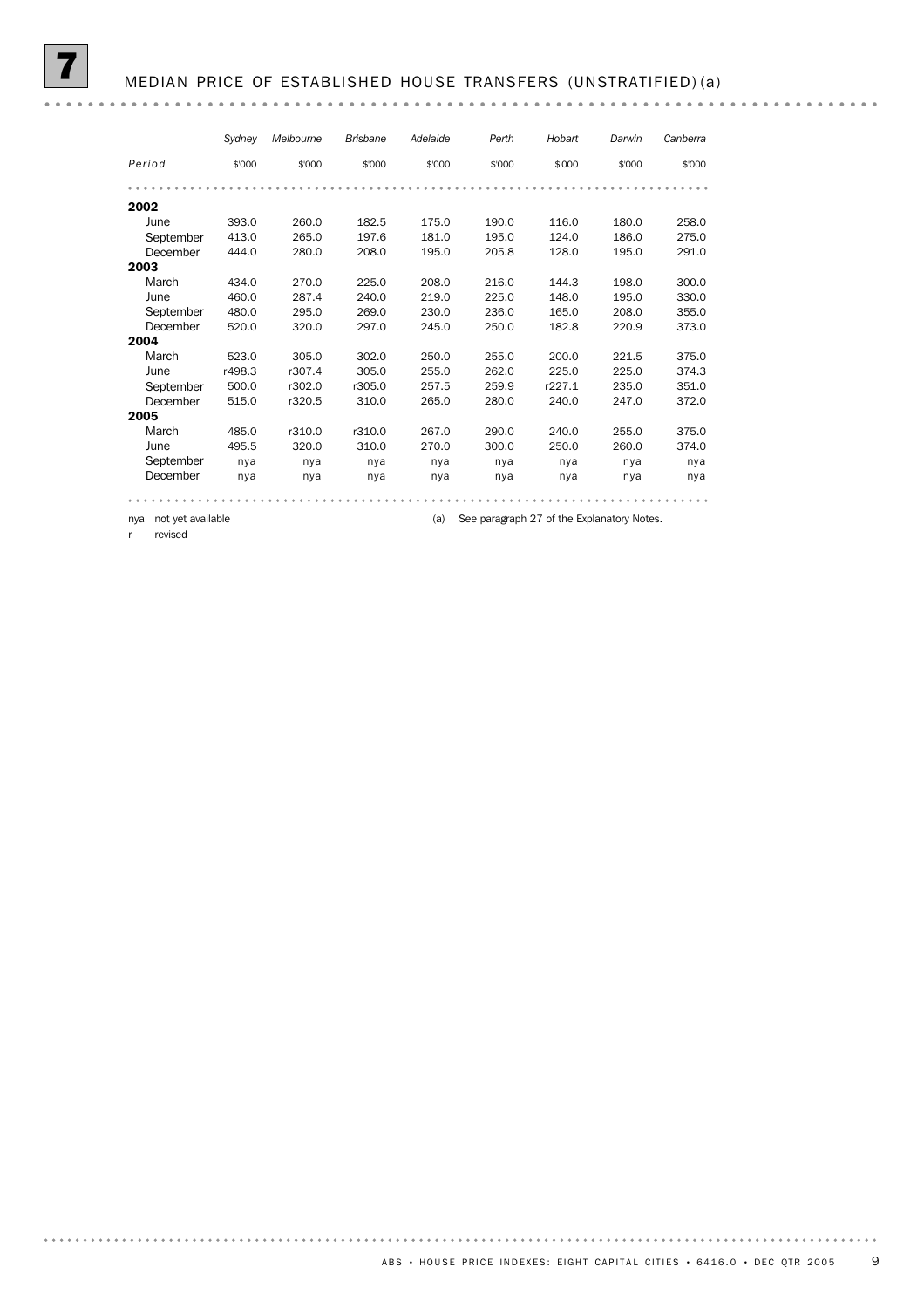# 7 MEDIAN PRICE OF ESTABLISHED HOUSE TRANSFERS (UNSTRATIFIED) (a)

| Period | Sydney | Melbourne | Brisbane | Adelaide | Perth | Hobart | Darwin | Canberra |
|---|---|---|---|---|---|---|---|---|
| | $'000 | $'000 | $'000 | $'000 | $'000 | $'000 | $'000 | $'000 |
| **2002** | | | | | | | | |
| June | 393.0 | 260.0 | 182.5 | 175.0 | 190.0 | 116.0 | 180.0 | 258.0 |
| September | 413.0 | 265.0 | 197.6 | 181.0 | 195.0 | 124.0 | 186.0 | 275.0 |
| December | 444.0 | 280.0 | 208.0 | 195.0 | 205.8 | 128.0 | 195.0 | 291.0 |
| **2003** | | | | | | | | |
| March | 434.0 | 270.0 | 225.0 | 208.0 | 216.0 | 144.3 | 198.0 | 300.0 |
| June | 460.0 | 287.4 | 240.0 | 219.0 | 225.0 | 148.0 | 195.0 | 330.0 |
| September | 480.0 | 295.0 | 269.0 | 230.0 | 236.0 | 165.0 | 208.0 | 355.0 |
| December | 520.0 | 320.0 | 297.0 | 245.0 | 250.0 | 182.8 | 220.9 | 373.0 |
| **2004** | | | | | | | | |
| March | 523.0 | 305.0 | 302.0 | 250.0 | 255.0 | 200.0 | 221.5 | 375.0 |
| June | r498.3 | r307.4 | 305.0 | 255.0 | 262.0 | 225.0 | 225.0 | 374.3 |
| September | 500.0 | r302.0 | r305.0 | 257.5 | 259.9 | r227.1 | 235.0 | 351.0 |
| December | 515.0 | r320.5 | 310.0 | 265.0 | 280.0 | 240.0 | 247.0 | 372.0 |
| **2005** | | | | | | | | |
| March | 485.0 | r310.0 | r310.0 | 267.0 | 290.0 | 240.0 | 255.0 | 375.0 |
| June | 495.5 | 320.0 | 310.0 | 270.0 | 300.0 | 250.0 | 260.0 | 374.0 |
| September | nya | nya | nya | nya | nya | nya | nya | nya |
| December | nya | nya | nya | nya | nya | nya | nya | nya |

nya not yet available

r revised

(a) See paragraph 27 of the Explanatory Notes.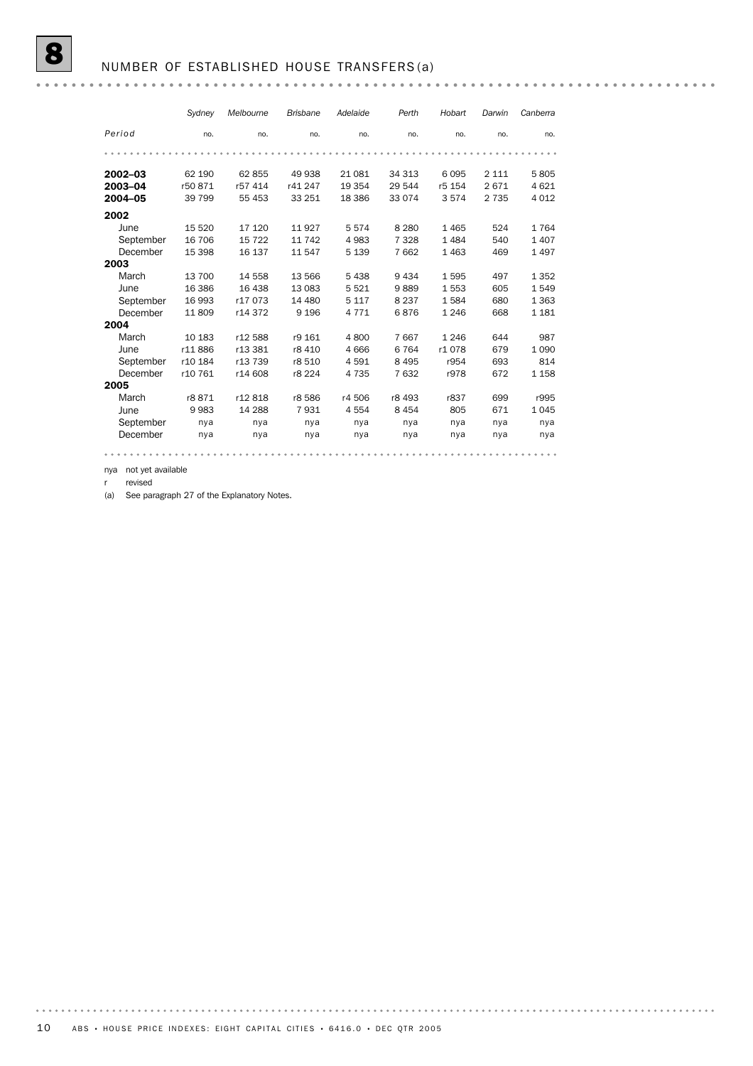# 8 NUMBER OF ESTABLISHED HOUSE TRANSFERS (a)

| Period | Sydney | Melbourne | Brisbane | Adelaide | Perth | Hobart | Darwin | Canberra |
|---|---|---|---|---|---|---|---|---|
| | no. | no. | no. | no. | no. | no. | no. | no. |
| **2002–03** | 62 190 | 62 855 | 49 938 | 21 081 | 34 313 | 6 095 | 2 111 | 5 805 |
| **2003–04** | r50 871 | r57 414 | r41 247 | 19 354 | 29 544 | r5 154 | 2 671 | 4 621 |
| **2004–05** | 39 799 | 55 453 | 33 251 | 18 386 | 33 074 | 3 574 | 2 735 | 4 012 |
| **2002** | | | | | | | | |
| June | 15 520 | 17 120 | 11 927 | 5 574 | 8 280 | 1 465 | 524 | 1 764 |
| September | 16 706 | 15 722 | 11 742 | 4 983 | 7 328 | 1 484 | 540 | 1 407 |
| December | 15 398 | 16 137 | 11 547 | 5 139 | 7 662 | 1 463 | 469 | 1 497 |
| **2003** | | | | | | | | |
| March | 13 700 | 14 558 | 13 566 | 5 438 | 9 434 | 1 595 | 497 | 1 352 |
| June | 16 386 | 16 438 | 13 083 | 5 521 | 9 889 | 1 553 | 605 | 1 549 |
| September | 16 993 | r17 073 | 14 480 | 5 117 | 8 237 | 1 584 | 680 | 1 363 |
| December | 11 809 | r14 372 | 9 196 | 4 771 | 6 876 | 1 246 | 668 | 1 181 |
| **2004** | | | | | | | | |
| March | 10 183 | r12 588 | r9 161 | 4 800 | 7 667 | 1 246 | 644 | 987 |
| June | r11 886 | r13 381 | r8 410 | 4 666 | 6 764 | r1 078 | 679 | 1 090 |
| September | r10 184 | r13 739 | r8 510 | 4 591 | 8 495 | r954 | 693 | 814 |
| December | r10 761 | r14 608 | r8 224 | 4 735 | 7 632 | r978 | 672 | 1 158 |
| **2005** | | | | | | | | |
| March | r8 871 | r12 818 | r8 586 | r4 506 | r8 493 | r837 | 699 | r995 |
| June | 9 983 | 14 288 | 7 931 | 4 554 | 8 454 | 805 | 671 | 1 045 |
| September | nya | nya | nya | nya | nya | nya | nya | nya |
| December | nya | nya | nya | nya | nya | nya | nya | nya |

nya not yet available

r revised

(a) See paragraph 27 of the Explanatory Notes.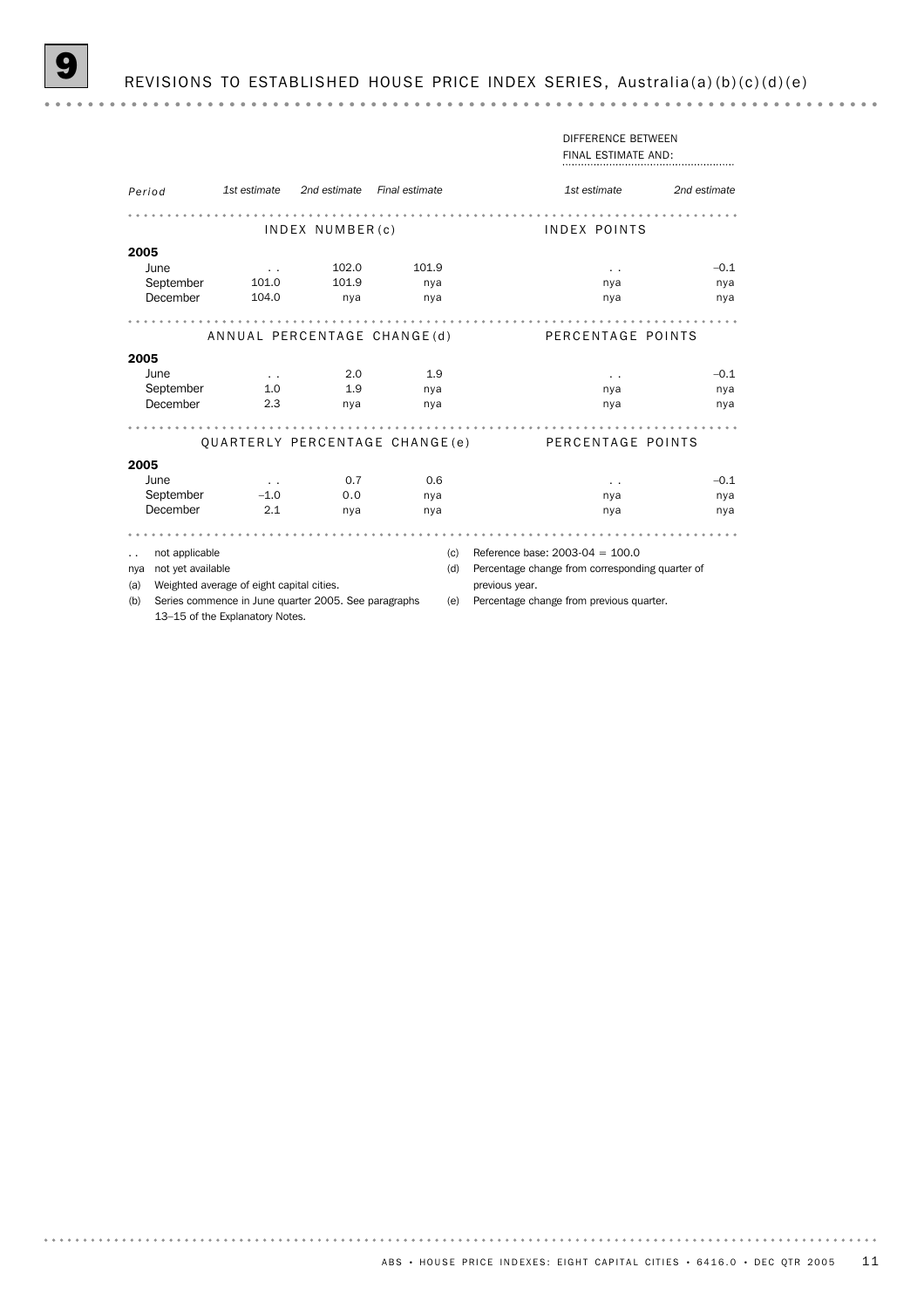## 9 REVISIONS TO ESTABLISHED HOUSE PRICE INDEX SERIES, Australia(a)(b)(c)(d)(e)

| | | | | DIFFERENCE BETWEEN FINAL ESTIMATE AND: | |
|---|---|---|---|---|---|
| *Period* | *1st estimate* | *2nd estimate* | *Final estimate* | *1st estimate* | *2nd estimate* |
| | INDEX NUMBER(c) | | | INDEX POINTS | |
| **2005** | | | | | |
| June | . . | 102.0 | 101.9 | . . | –0.1 |
| September | 101.0 | 101.9 | nya | nya | nya |
| December | 104.0 | nya | nya | nya | nya |
| | ANNUAL PERCENTAGE CHANGE(d) | | | PERCENTAGE POINTS | |
| **2005** | | | | | |
| June | . . | 2.0 | 1.9 | . . | –0.1 |
| September | 1.0 | 1.9 | nya | nya | nya |
| December | 2.3 | nya | nya | nya | nya |
| | QUARTERLY PERCENTAGE CHANGE(e) | | | PERCENTAGE POINTS | |
| **2005** | | | | | |
| June | . . | 0.7 | 0.6 | . . | –0.1 |
| September | –1.0 | 0.0 | nya | nya | nya |
| December | 2.1 | nya | nya | nya | nya |

. . not applicable

nya not yet available

(a) Weighted average of eight capital cities.

(b) Series commence in June quarter 2005. See paragraphs 13–15 of the Explanatory Notes.

(c) Reference base: 2003-04 = 100.0

(d) Percentage change from corresponding quarter of previous year.

(e) Percentage change from previous quarter.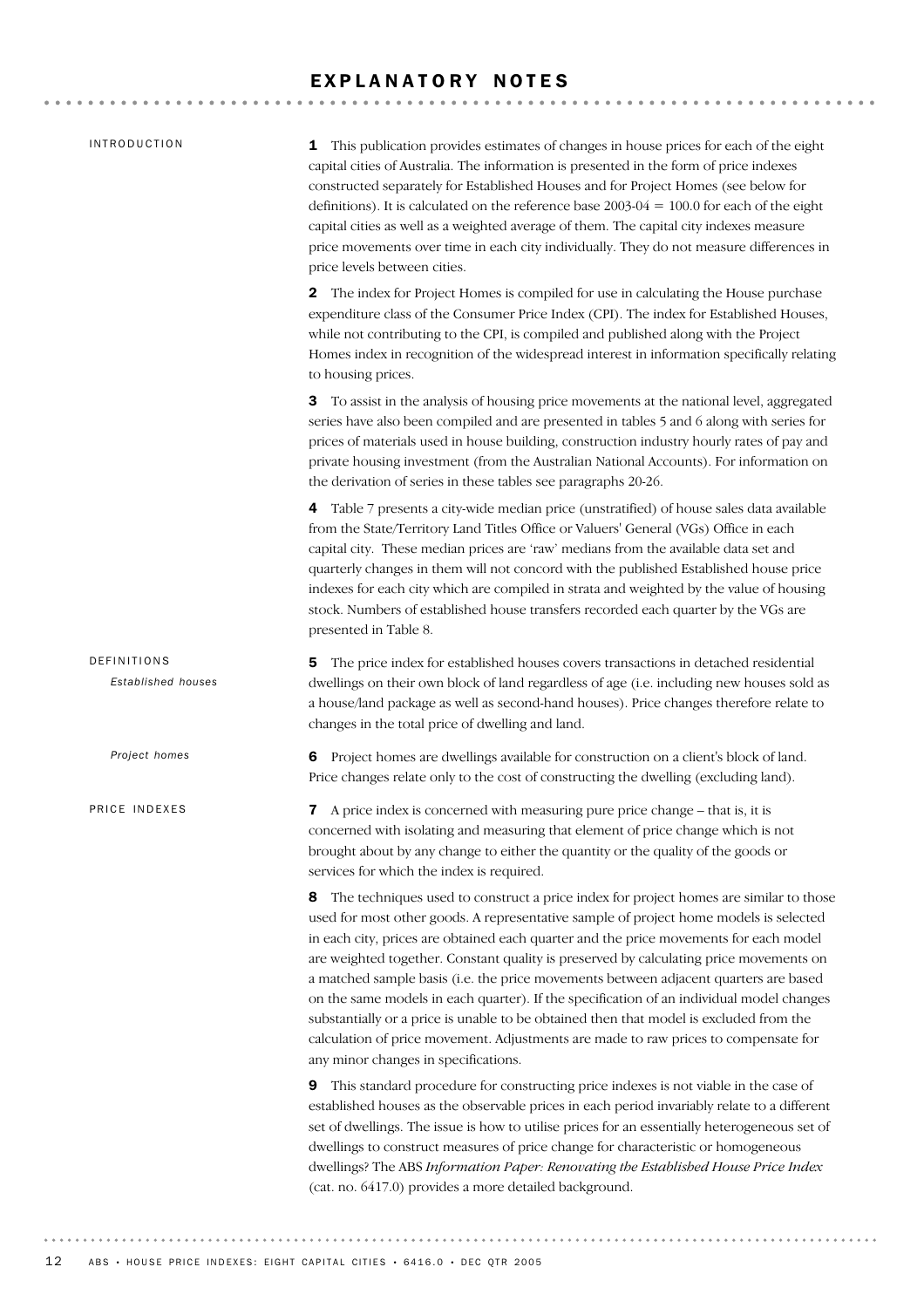# EXPLANATORY NOTES

## INTRODUCTION

**1** This publication provides estimates of changes in house prices for each of the eight capital cities of Australia. The information is presented in the form of price indexes constructed separately for Established Houses and for Project Homes (see below for definitions). It is calculated on the reference base 2003-04 = 100.0 for each of the eight capital cities as well as a weighted average of them. The capital city indexes measure price movements over time in each city individually. They do not measure differences in price levels between cities.

**2** The index for Project Homes is compiled for use in calculating the House purchase expenditure class of the Consumer Price Index (CPI). The index for Established Houses, while not contributing to the CPI, is compiled and published along with the Project Homes index in recognition of the widespread interest in information specifically relating to housing prices.

**3** To assist in the analysis of housing price movements at the national level, aggregated series have also been compiled and are presented in tables 5 and 6 along with series for prices of materials used in house building, construction industry hourly rates of pay and private housing investment (from the Australian National Accounts). For information on the derivation of series in these tables see paragraphs 20-26.

**4** Table 7 presents a city-wide median price (unstratified) of house sales data available from the State/Territory Land Titles Office or Valuers' General (VGs) Office in each capital city. These median prices are 'raw' medians from the available data set and quarterly changes in them will not concord with the published Established house price indexes for each city which are compiled in strata and weighted by the value of housing stock. Numbers of established house transfers recorded each quarter by the VGs are presented in Table 8.

## DEFINITIONS

### *Established houses*

**5** The price index for established houses covers transactions in detached residential dwellings on their own block of land regardless of age (i.e. including new houses sold as a house/land package as well as second-hand houses). Price changes therefore relate to changes in the total price of dwelling and land.

### *Project homes*

**6** Project homes are dwellings available for construction on a client's block of land. Price changes relate only to the cost of constructing the dwelling (excluding land).

## PRICE INDEXES

**7** A price index is concerned with measuring pure price change – that is, it is concerned with isolating and measuring that element of price change which is not brought about by any change to either the quantity or the quality of the goods or services for which the index is required.

**8** The techniques used to construct a price index for project homes are similar to those used for most other goods. A representative sample of project home models is selected in each city, prices are obtained each quarter and the price movements for each model are weighted together. Constant quality is preserved by calculating price movements on a matched sample basis (i.e. the price movements between adjacent quarters are based on the same models in each quarter). If the specification of an individual model changes substantially or a price is unable to be obtained then that model is excluded from the calculation of price movement. Adjustments are made to raw prices to compensate for any minor changes in specifications.

**9** This standard procedure for constructing price indexes is not viable in the case of established houses as the observable prices in each period invariably relate to a different set of dwellings. The issue is how to utilise prices for an essentially heterogeneous set of dwellings to construct measures of price change for characteristic or homogeneous dwellings? The ABS *Information Paper: Renovating the Established House Price Index* (cat. no. 6417.0) provides a more detailed background.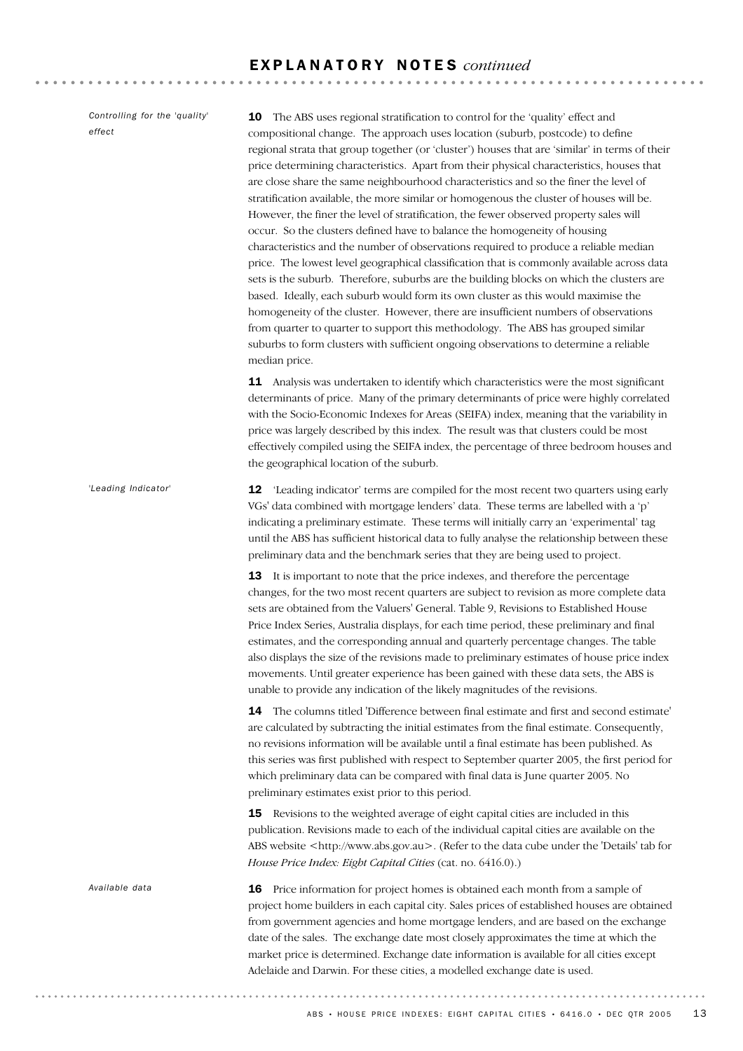## EXPLANATORY NOTES *continued*

*Controlling for the 'quality' effect*

**10** The ABS uses regional stratification to control for the 'quality' effect and compositional change. The approach uses location (suburb, postcode) to define regional strata that group together (or 'cluster') houses that are 'similar' in terms of their price determining characteristics. Apart from their physical characteristics, houses that are close share the same neighbourhood characteristics and so the finer the level of stratification available, the more similar or homogenous the cluster of houses will be. However, the finer the level of stratification, the fewer observed property sales will occur. So the clusters defined have to balance the homogeneity of housing characteristics and the number of observations required to produce a reliable median price. The lowest level geographical classification that is commonly available across data sets is the suburb. Therefore, suburbs are the building blocks on which the clusters are based. Ideally, each suburb would form its own cluster as this would maximise the homogeneity of the cluster. However, there are insufficient numbers of observations from quarter to quarter to support this methodology. The ABS has grouped similar suburbs to form clusters with sufficient ongoing observations to determine a reliable median price.

**11** Analysis was undertaken to identify which characteristics were the most significant determinants of price. Many of the primary determinants of price were highly correlated with the Socio-Economic Indexes for Areas (SEIFA) index, meaning that the variability in price was largely described by this index. The result was that clusters could be most effectively compiled using the SEIFA index, the percentage of three bedroom houses and the geographical location of the suburb.

*'Leading Indicator'*

**12** 'Leading indicator' terms are compiled for the most recent two quarters using early VGs' data combined with mortgage lenders' data. These terms are labelled with a 'p' indicating a preliminary estimate. These terms will initially carry an 'experimental' tag until the ABS has sufficient historical data to fully analyse the relationship between these preliminary data and the benchmark series that they are being used to project.

**13** It is important to note that the price indexes, and therefore the percentage changes, for the two most recent quarters are subject to revision as more complete data sets are obtained from the Valuers' General. Table 9, Revisions to Established House Price Index Series, Australia displays, for each time period, these preliminary and final estimates, and the corresponding annual and quarterly percentage changes. The table also displays the size of the revisions made to preliminary estimates of house price index movements. Until greater experience has been gained with these data sets, the ABS is unable to provide any indication of the likely magnitudes of the revisions.

**14** The columns titled 'Difference between final estimate and first and second estimate' are calculated by subtracting the initial estimates from the final estimate. Consequently, no revisions information will be available until a final estimate has been published. As this series was first published with respect to September quarter 2005, the first period for which preliminary data can be compared with final data is June quarter 2005. No preliminary estimates exist prior to this period.

**15** Revisions to the weighted average of eight capital cities are included in this publication. Revisions made to each of the individual capital cities are available on the ABS website <http://www.abs.gov.au>. (Refer to the data cube under the 'Details' tab for *House Price Index: Eight Capital Cities* (cat. no. 6416.0).)

*Available data*

**16** Price information for project homes is obtained each month from a sample of project home builders in each capital city. Sales prices of established houses are obtained from government agencies and home mortgage lenders, and are based on the exchange date of the sales. The exchange date most closely approximates the time at which the market price is determined. Exchange date information is available for all cities except Adelaide and Darwin. For these cities, a modelled exchange date is used.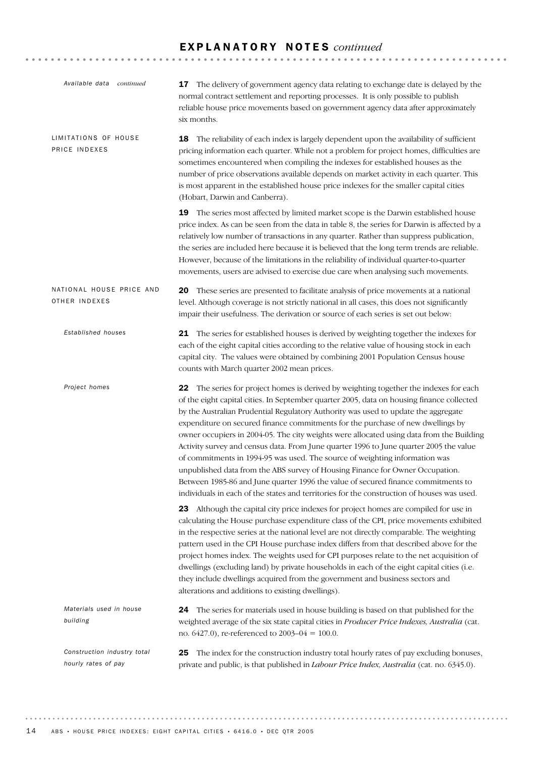## EXPLANATORY NOTES *continued*

*Available data continued*

**17** The delivery of government agency data relating to exchange date is delayed by the normal contract settlement and reporting processes. It is only possible to publish reliable house price movements based on government agency data after approximately six months.

### LIMITATIONS OF HOUSE PRICE INDEXES

**18** The reliability of each index is largely dependent upon the availability of sufficient pricing information each quarter. While not a problem for project homes, difficulties are sometimes encountered when compiling the indexes for established houses as the number of price observations available depends on market activity in each quarter. This is most apparent in the established house price indexes for the smaller capital cities (Hobart, Darwin and Canberra).

**19** The series most affected by limited market scope is the Darwin established house price index. As can be seen from the data in table 8, the series for Darwin is affected by a relatively low number of transactions in any quarter. Rather than suppress publication, the series are included here because it is believed that the long term trends are reliable. However, because of the limitations in the reliability of individual quarter-to-quarter movements, users are advised to exercise due care when analysing such movements.

### NATIONAL HOUSE PRICE AND OTHER INDEXES

**20** These series are presented to facilitate analysis of price movements at a national level. Although coverage is not strictly national in all cases, this does not significantly impair their usefulness. The derivation or source of each series is set out below:

*Established houses*

**21** The series for established houses is derived by weighting together the indexes for each of the eight capital cities according to the relative value of housing stock in each capital city. The values were obtained by combining 2001 Population Census house counts with March quarter 2002 mean prices.

*Project homes*

**22** The series for project homes is derived by weighting together the indexes for each of the eight capital cities. In September quarter 2005, data on housing finance collected by the Australian Prudential Regulatory Authority was used to update the aggregate expenditure on secured finance commitments for the purchase of new dwellings by owner occupiers in 2004-05. The city weights were allocated using data from the Building Activity survey and census data. From June quarter 1996 to June quarter 2005 the value of commitments in 1994-95 was used. The source of weighting information was unpublished data from the ABS survey of Housing Finance for Owner Occupation. Between 1985-86 and June quarter 1996 the value of secured finance commitments to individuals in each of the states and territories for the construction of houses was used.

**23** Although the capital city price indexes for project homes are compiled for use in calculating the House purchase expenditure class of the CPI, price movements exhibited in the respective series at the national level are not directly comparable. The weighting pattern used in the CPI House purchase index differs from that described above for the project homes index. The weights used for CPI purposes relate to the net acquisition of dwellings (excluding land) by private households in each of the eight capital cities (i.e. they include dwellings acquired from the government and business sectors and alterations and additions to existing dwellings).

*Materials used in house building*

**24** The series for materials used in house building is based on that published for the weighted average of the six state capital cities in *Producer Price Indexes, Australia* (cat. no. 6427.0), re-referenced to 2003–04 = 100.0.

*Construction industry total hourly rates of pay*

**25** The index for the construction industry total hourly rates of pay excluding bonuses, private and public, is that published in *Labour Price Index, Australia* (cat. no. 6345.0).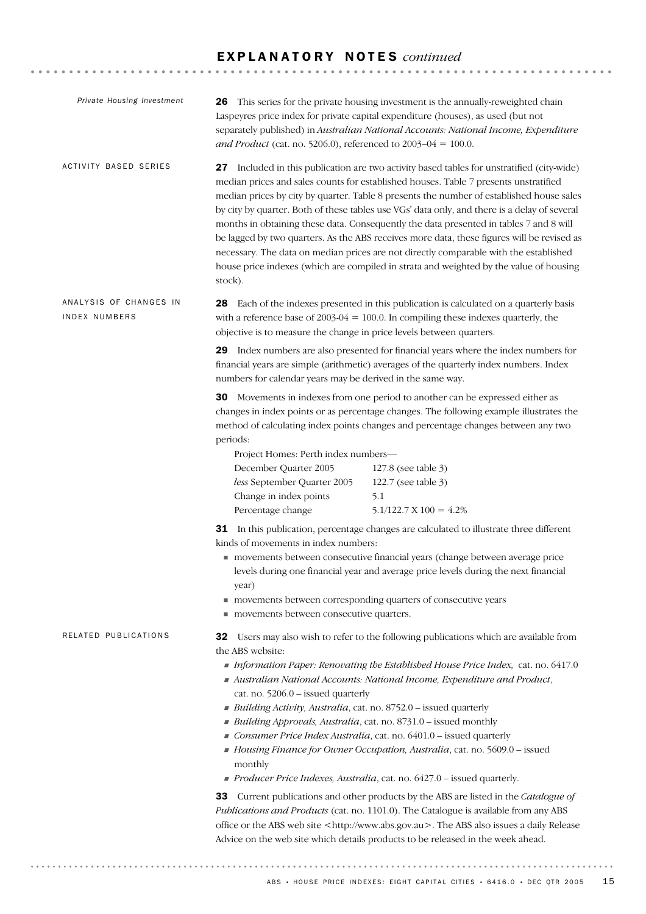# EXPLANATORY NOTES *continued*

### *Private Housing Investment*

**26** This series for the private housing investment is the annually-reweighted chain Laspeyres price index for private capital expenditure (houses), as used (but not separately published) in *Australian National Accounts: National Income, Expenditure and Product* (cat. no. 5206.0), referenced to 2003–04 = 100.0.

## ACTIVITY BASED SERIES

**27** Included in this publication are two activity based tables for unstratified (city-wide) median prices and sales counts for established houses. Table 7 presents unstratified median prices by city by quarter. Table 8 presents the number of established house sales by city by quarter. Both of these tables use VGs' data only, and there is a delay of several months in obtaining these data. Consequently the data presented in tables 7 and 8 will be lagged by two quarters. As the ABS receives more data, these figures will be revised as necessary. The data on median prices are not directly comparable with the established house price indexes (which are compiled in strata and weighted by the value of housing stock).

## ANALYSIS OF CHANGES IN INDEX NUMBERS

**28** Each of the indexes presented in this publication is calculated on a quarterly basis with a reference base of 2003-04 = 100.0. In compiling these indexes quarterly, the objective is to measure the change in price levels between quarters.

**29** Index numbers are also presented for financial years where the index numbers for financial years are simple (arithmetic) averages of the quarterly index numbers. Index numbers for calendar years may be derived in the same way.

**30** Movements in indexes from one period to another can be expressed either as changes in index points or as percentage changes. The following example illustrates the method of calculating index points changes and percentage changes between any two periods:

Project Homes: Perth index numbers—

| | |
|---|---|
| December Quarter 2005 | 127.8 (see table 3) |
| *less* September Quarter 2005 | 122.7 (see table 3) |
| Change in index points | 5.1 |
| Percentage change | 5.1/122.7 X 100 = 4.2% |

**31** In this publication, percentage changes are calculated to illustrate three different kinds of movements in index numbers:

- movements between consecutive financial years (change between average price levels during one financial year and average price levels during the next financial year)
- movements between corresponding quarters of consecutive years
- movements between consecutive quarters.

## RELATED PUBLICATIONS

**32** Users may also wish to refer to the following publications which are available from the ABS website:

- *Information Paper: Renovating the Established House Price Index,* cat. no. 6417.0
- *Australian National Accounts: National Income, Expenditure and Product*, cat. no. 5206.0 – issued quarterly
- *Building Activity, Australia*, cat. no. 8752.0 – issued quarterly
- *Building Approvals, Australia*, cat. no. 8731.0 – issued monthly
- *Consumer Price Index Australia*, cat. no. 6401.0 – issued quarterly
- *Housing Finance for Owner Occupation, Australia*, cat. no. 5609.0 – issued monthly
- *Producer Price Indexes, Australia*, cat. no. 6427.0 – issued quarterly.

**33** Current publications and other products by the ABS are listed in the *Catalogue of Publications and Products* (cat. no. 1101.0). The Catalogue is available from any ABS office or the ABS web site <http://www.abs.gov.au>. The ABS also issues a daily Release Advice on the web site which details products to be released in the week ahead.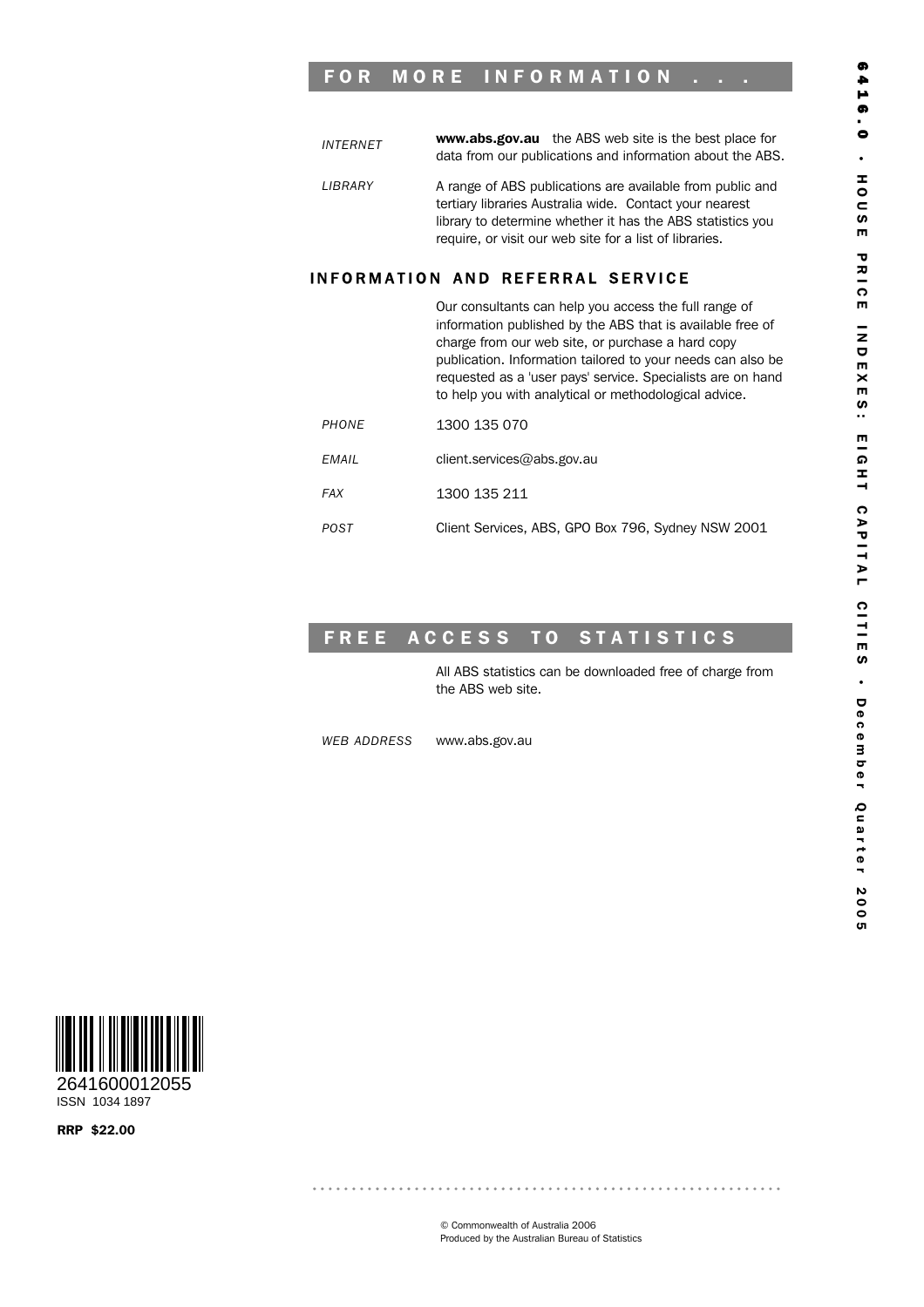## FOR MORE INFORMATION . . .

| | |
|---|---|
| *INTERNET* | **www.abs.gov.au** the ABS web site is the best place for data from our publications and information about the ABS. |
| *LIBRARY* | A range of ABS publications are available from public and tertiary libraries Australia wide. Contact your nearest library to determine whether it has the ABS statistics you require, or visit our web site for a list of libraries. |

### INFORMATION AND REFERRAL SERVICE

Our consultants can help you access the full range of information published by the ABS that is available free of charge from our web site, or purchase a hard copy publication. Information tailored to your needs can also be requested as a 'user pays' service. Specialists are on hand to help you with analytical or methodological advice.

| | |
|---|---|
| *PHONE* | 1300 135 070 |
| *EMAIL* | client.services@abs.gov.au |
| *FAX* | 1300 135 211 |
| *POST* | Client Services, ABS, GPO Box 796, Sydney NSW 2001 |

## FREE ACCESS TO STATISTICS

All ABS statistics can be downloaded free of charge from the ABS web site.

*WEB ADDRESS* www.abs.gov.au

2641600012055
ISSN 1034 1897

**RRP $22.00**

© Commonwealth of Australia 2006
Produced by the Australian Bureau of Statistics